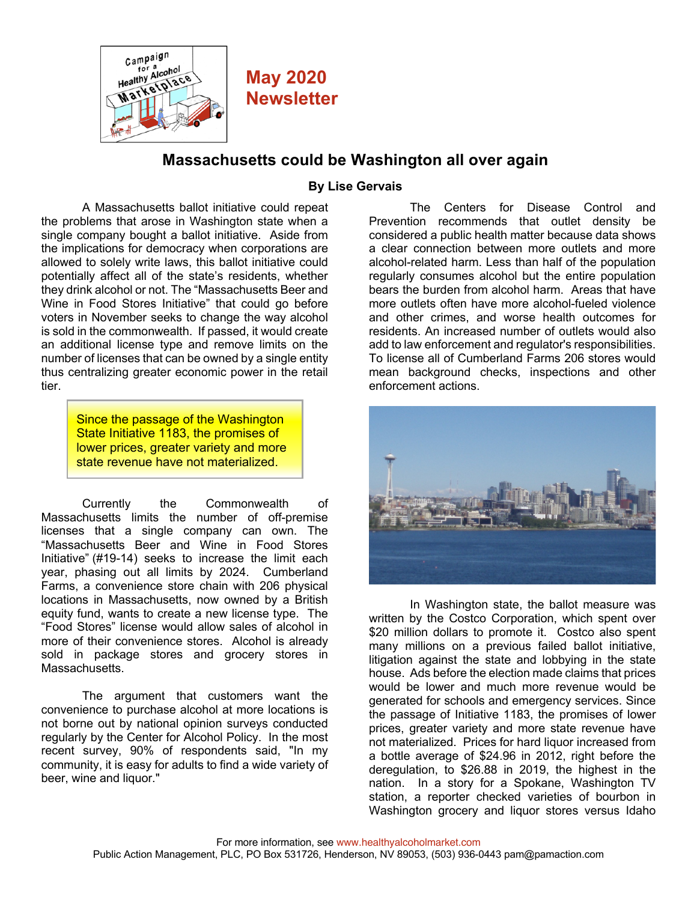# May 2020 Newsletter

## Massachusetts could be Washington all over again

**By Lise Gervais**

A Massachusetts ballot initiative could repeat the problems that arose in Washington state when a single company bought a ballot initiative. Aside from the implications for democracy when corporations are allowed to solely write laws, this ballot initiative could potentially affect all of the state's residents, whether they drink alcohol or not. The "Massachusetts Beer and Wine in Food Stores Initiative" that could go before voters in November seeks to change the way alcohol is sold in the commonwealth. If passed, it would create an additional license type and remove limits on the number of licenses that can be owned by a single entity thus centralizing greater economic power in the retail tier.

> Since the passage of the Washington State Initiative 1183, the promises of lower prices, greater variety and more state revenue have not materialized.

Currently the Commonwealth of Massachusetts limits the number of off-premise licenses that a single company can own. The "Massachusetts Beer and Wine in Food Stores Initiative" (#19-14) seeks to increase the limit each year, phasing out all limits by 2024. Cumberland Farms, a convenience store chain with 206 physical locations in Massachusetts, now owned by a British equity fund, wants to create a new license type. The "Food Stores" license would allow sales of alcohol in more of their convenience stores. Alcohol is already sold in package stores and grocery stores in Massachusetts.

The argument that customers want the convenience to purchase alcohol at more locations is not borne out by national opinion surveys conducted regularly by the Center for Alcohol Policy. In the most recent survey, 90% of respondents said, "In my community, it is easy for adults to find a wide variety of beer, wine and liquor."

The Centers for Disease Control and Prevention recommends that outlet density be considered a public health matter because data shows a clear connection between more outlets and more alcohol-related harm. Less than half of the population regularly consumes alcohol but the entire population bears the burden from alcohol harm. Areas that have more outlets often have more alcohol-fueled violence and other crimes, and worse health outcomes for residents. An increased number of outlets would also add to law enforcement and regulator's responsibilities. To license all of Cumberland Farms 206 stores would mean background checks, inspections and other enforcement actions.

In Washington state, the ballot measure was written by the Costco Corporation, which spent over $20 million dollars to promote it. Costco also spent many millions on a previous failed ballot initiative, litigation against the state and lobbying in the state house. Ads before the election made claims that prices would be lower and much more revenue would be generated for schools and emergency services. Since the passage of Initiative 1183, the promises of lower prices, greater variety and more state revenue have not materialized. Prices for hard liquor increased from a bottle average of $24.96 in 2012, right before the deregulation, to $26.88 in 2019, the highest in the nation. In a story for a Spokane, Washington TV station, a reporter checked varieties of bourbon in Washington grocery and liquor stores versus Idaho

For more information, see www.healthyalcoholmarket.com
Public Action Management, PLC, PO Box 531726, Henderson, NV 89053, (503) 936-0443 pam@pamaction.com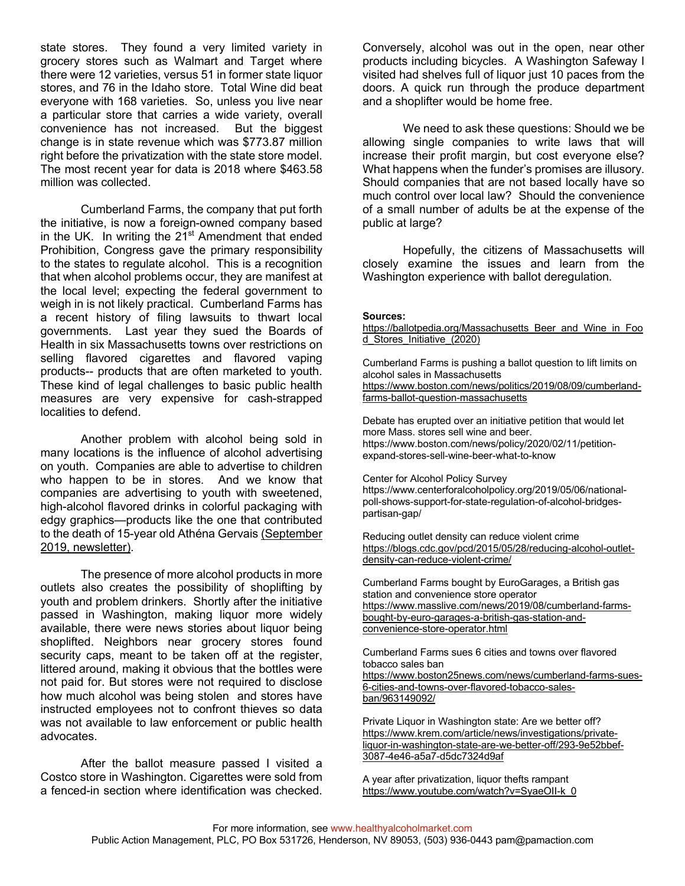state stores. They found a very limited variety in grocery stores such as Walmart and Target where there were 12 varieties, versus 51 in former state liquor stores, and 76 in the Idaho store. Total Wine did beat everyone with 168 varieties. So, unless you live near a particular store that carries a wide variety, overall convenience has not increased. But the biggest change is in state revenue which was $773.87 million right before the privatization with the state store model. The most recent year for data is 2018 where $463.58 million was collected.

Cumberland Farms, the company that put forth the initiative, is now a foreign-owned company based in the UK. In writing the 21st Amendment that ended Prohibition, Congress gave the primary responsibility to the states to regulate alcohol. This is a recognition that when alcohol problems occur, they are manifest at the local level; expecting the federal government to weigh in is not likely practical. Cumberland Farms has a recent history of filing lawsuits to thwart local governments. Last year they sued the Boards of Health in six Massachusetts towns over restrictions on selling flavored cigarettes and flavored vaping products-- products that are often marketed to youth. These kind of legal challenges to basic public health measures are very expensive for cash-strapped localities to defend.

Another problem with alcohol being sold in many locations is the influence of alcohol advertising on youth. Companies are able to advertise to children who happen to be in stores. And we know that companies are advertising to youth with sweetened, high-alcohol flavored drinks in colorful packaging with edgy graphics—products like the one that contributed to the death of 15-year old Athéna Gervais (September 2019, newsletter).

The presence of more alcohol products in more outlets also creates the possibility of shoplifting by youth and problem drinkers. Shortly after the initiative passed in Washington, making liquor more widely available, there were news stories about liquor being shoplifted. Neighbors near grocery stores found security caps, meant to be taken off at the register, littered around, making it obvious that the bottles were not paid for. But stores were not required to disclose how much alcohol was being stolen and stores have instructed employees not to confront thieves so data was not available to law enforcement or public health advocates.

After the ballot measure passed I visited a Costco store in Washington. Cigarettes were sold from a fenced-in section where identification was checked. Conversely, alcohol was out in the open, near other products including bicycles. A Washington Safeway I visited had shelves full of liquor just 10 paces from the doors. A quick run through the produce department and a shoplifter would be home free.

We need to ask these questions: Should we be allowing single companies to write laws that will increase their profit margin, but cost everyone else? What happens when the funder's promises are illusory. Should companies that are not based locally have so much control over local law? Should the convenience of a small number of adults be at the expense of the public at large?

Hopefully, the citizens of Massachusetts will closely examine the issues and learn from the Washington experience with ballot deregulation.

**Sources:**

https://ballotpedia.org/Massachusetts_Beer_and_Wine_in_Food_Stores_Initiative_(2020)

Cumberland Farms is pushing a ballot question to lift limits on alcohol sales in Massachusetts
https://www.boston.com/news/politics/2019/08/09/cumberland-farms-ballot-question-massachusetts

Debate has erupted over an initiative petition that would let more Mass. stores sell wine and beer.
https://www.boston.com/news/policy/2020/02/11/petition-expand-stores-sell-wine-beer-what-to-know

Center for Alcohol Policy Survey
https://www.centerforalcoholpolicy.org/2019/05/06/national-poll-shows-support-for-state-regulation-of-alcohol-bridges-partisan-gap/

Reducing outlet density can reduce violent crime
https://blogs.cdc.gov/pcd/2015/05/28/reducing-alcohol-outlet-density-can-reduce-violent-crime/

Cumberland Farms bought by EuroGarages, a British gas station and convenience store operator
https://www.masslive.com/news/2019/08/cumberland-farms-bought-by-euro-garages-a-british-gas-station-and-convenience-store-operator.html

Cumberland Farms sues 6 cities and towns over flavored tobacco sales ban
https://www.boston25news.com/news/cumberland-farms-sues-6-cities-and-towns-over-flavored-tobacco-sales-ban/963149092/

Private Liquor in Washington state: Are we better off?
https://www.krem.com/article/news/investigations/private-liquor-in-washington-state-are-we-better-off/293-9e52bbef-3087-4e46-a5a7-d5dc7324d9af

A year after privatization, liquor thefts rampant
https://www.youtube.com/watch?v=SyaeOII-k_0

For more information, see www.healthyalcoholmarket.com
Public Action Management, PLC, PO Box 531726, Henderson, NV 89053, (503) 936-0443 pam@pamaction.com